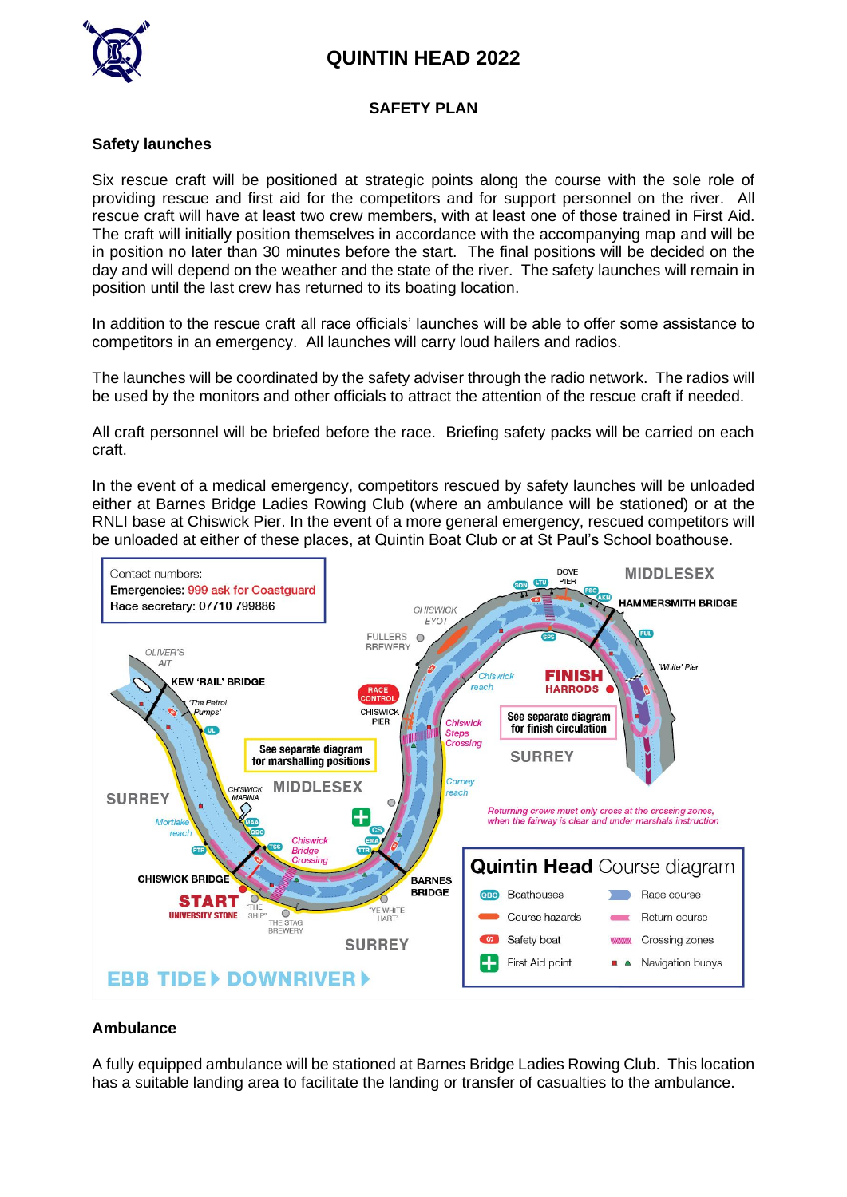# QUINTIN HEAD 2022

## SAFETY PLAN

### Safety launches

Six rescue craft will be positioned at strategic points along the course with the sole role of providing rescue and first aid for the competitors and for support personnel on the river. All rescue craft will have at least two crew members, with at least one of those trained in First Aid. The craft will initially position themselves in accordance with the accompanying map and will be in position no later than 30 minutes before the start. The final positions will be decided on the day and will depend on the weather and the state of the river. The safety launches will remain in position until the last crew has returned to its boating location.

In addition to the rescue craft all race officials' launches will be able to offer some assistance to competitors in an emergency. All launches will carry loud hailers and radios.

The launches will be coordinated by the safety adviser through the radio network. The radios will be used by the monitors and other officials to attract the attention of the rescue craft if needed.

All craft personnel will be briefed before the race. Briefing safety packs will be carried on each craft.

In the event of a medical emergency, competitors rescued by safety launches will be unloaded either at Barnes Bridge Ladies Rowing Club (where an ambulance will be stationed) or at the RNLI base at Chiswick Pier. In the event of a more general emergency, rescued competitors will be unloaded at either of these places, at Quintin Boat Club or at St Paul's School boathouse.

Contact numbers:
Emergencies: 999 ask for Coastguard
Race secretary: 07710 799886

### Ambulance

A fully equipped ambulance will be stationed at Barnes Bridge Ladies Rowing Club. This location has a suitable landing area to facilitate the landing or transfer of casualties to the ambulance.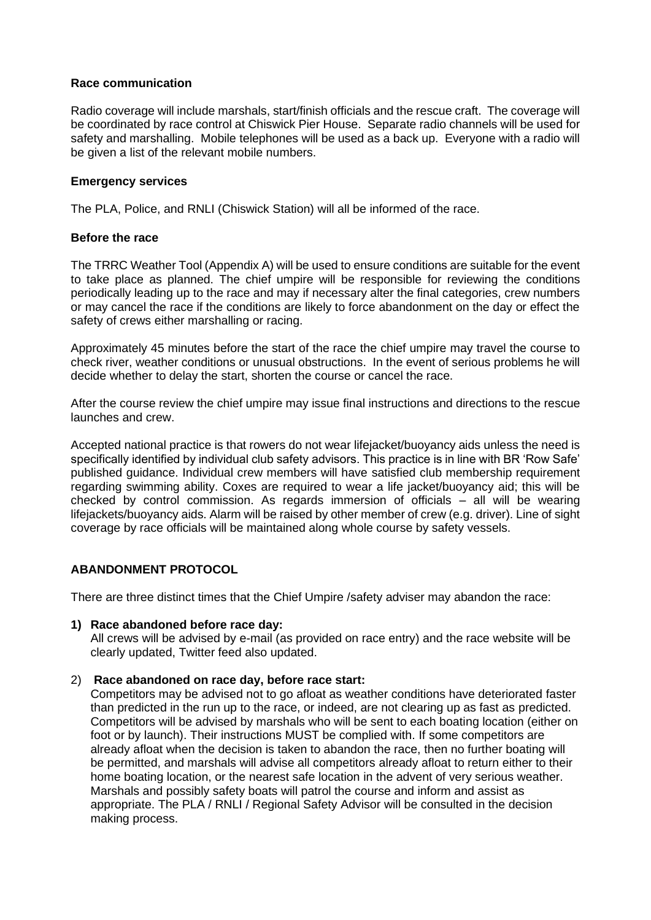**Race communication**

Radio coverage will include marshals, start/finish officials and the rescue craft. The coverage will be coordinated by race control at Chiswick Pier House. Separate radio channels will be used for safety and marshalling. Mobile telephones will be used as a back up. Everyone with a radio will be given a list of the relevant mobile numbers.

**Emergency services**

The PLA, Police, and RNLI (Chiswick Station) will all be informed of the race.

**Before the race**

The TRRC Weather Tool (Appendix A) will be used to ensure conditions are suitable for the event to take place as planned. The chief umpire will be responsible for reviewing the conditions periodically leading up to the race and may if necessary alter the final categories, crew numbers or may cancel the race if the conditions are likely to force abandonment on the day or effect the safety of crews either marshalling or racing.

Approximately 45 minutes before the start of the race the chief umpire may travel the course to check river, weather conditions or unusual obstructions. In the event of serious problems he will decide whether to delay the start, shorten the course or cancel the race.

After the course review the chief umpire may issue final instructions and directions to the rescue launches and crew.

Accepted national practice is that rowers do not wear lifejacket/buoyancy aids unless the need is specifically identified by individual club safety advisors. This practice is in line with BR 'Row Safe' published guidance. Individual crew members will have satisfied club membership requirement regarding swimming ability. Coxes are required to wear a life jacket/buoyancy aid; this will be checked by control commission. As regards immersion of officials – all will be wearing lifejackets/buoyancy aids. Alarm will be raised by other member of crew (e.g. driver). Line of sight coverage by race officials will be maintained along whole course by safety vessels.

**ABANDONMENT PROTOCOL**

There are three distinct times that the Chief Umpire /safety adviser may abandon the race:

1) **Race abandoned before race day:**
   All crews will be advised by e-mail (as provided on race entry) and the race website will be clearly updated, Twitter feed also updated.

2) **Race abandoned on race day, before race start:**
   Competitors may be advised not to go afloat as weather conditions have deteriorated faster than predicted in the run up to the race, or indeed, are not clearing up as fast as predicted. Competitors will be advised by marshals who will be sent to each boating location (either on foot or by launch). Their instructions MUST be complied with. If some competitors are already afloat when the decision is taken to abandon the race, then no further boating will be permitted, and marshals will advise all competitors already afloat to return either to their home boating location, or the nearest safe location in the advent of very serious weather. Marshals and possibly safety boats will patrol the course and inform and assist as appropriate. The PLA / RNLI / Regional Safety Advisor will be consulted in the decision making process.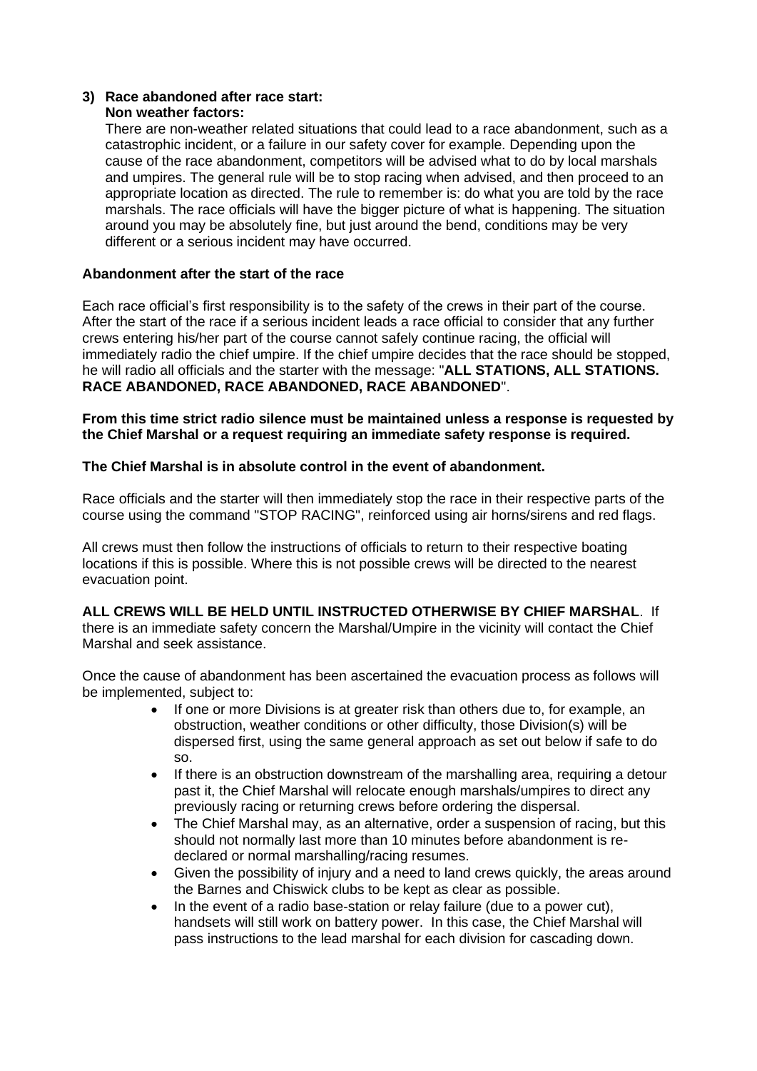3) **Race abandoned after race start:**
   **Non weather factors:**
   There are non-weather related situations that could lead to a race abandonment, such as a catastrophic incident, or a failure in our safety cover for example. Depending upon the cause of the race abandonment, competitors will be advised what to do by local marshals and umpires. The general rule will be to stop racing when advised, and then proceed to an appropriate location as directed. The rule to remember is: do what you are told by the race marshals. The race officials will have the bigger picture of what is happening. The situation around you may be absolutely fine, but just around the bend, conditions may be very different or a serious incident may have occurred.

**Abandonment after the start of the race**

Each race official's first responsibility is to the safety of the crews in their part of the course. After the start of the race if a serious incident leads a race official to consider that any further crews entering his/her part of the course cannot safely continue racing, the official will immediately radio the chief umpire. If the chief umpire decides that the race should be stopped, he will radio all officials and the starter with the message: "**ALL STATIONS, ALL STATIONS. RACE ABANDONED, RACE ABANDONED, RACE ABANDONED**".

**From this time strict radio silence must be maintained unless a response is requested by the Chief Marshal or a request requiring an immediate safety response is required.**

**The Chief Marshal is in absolute control in the event of abandonment.**

Race officials and the starter will then immediately stop the race in their respective parts of the course using the command "STOP RACING", reinforced using air horns/sirens and red flags.

All crews must then follow the instructions of officials to return to their respective boating locations if this is possible. Where this is not possible crews will be directed to the nearest evacuation point.

**ALL CREWS WILL BE HELD UNTIL INSTRUCTED OTHERWISE BY CHIEF MARSHAL**. If there is an immediate safety concern the Marshal/Umpire in the vicinity will contact the Chief Marshal and seek assistance.

Once the cause of abandonment has been ascertained the evacuation process as follows will be implemented, subject to:

- If one or more Divisions is at greater risk than others due to, for example, an obstruction, weather conditions or other difficulty, those Division(s) will be dispersed first, using the same general approach as set out below if safe to do so.
- If there is an obstruction downstream of the marshalling area, requiring a detour past it, the Chief Marshal will relocate enough marshals/umpires to direct any previously racing or returning crews before ordering the dispersal.
- The Chief Marshal may, as an alternative, order a suspension of racing, but this should not normally last more than 10 minutes before abandonment is re-declared or normal marshalling/racing resumes.
- Given the possibility of injury and a need to land crews quickly, the areas around the Barnes and Chiswick clubs to be kept as clear as possible.
- In the event of a radio base-station or relay failure (due to a power cut), handsets will still work on battery power. In this case, the Chief Marshal will pass instructions to the lead marshal for each division for cascading down.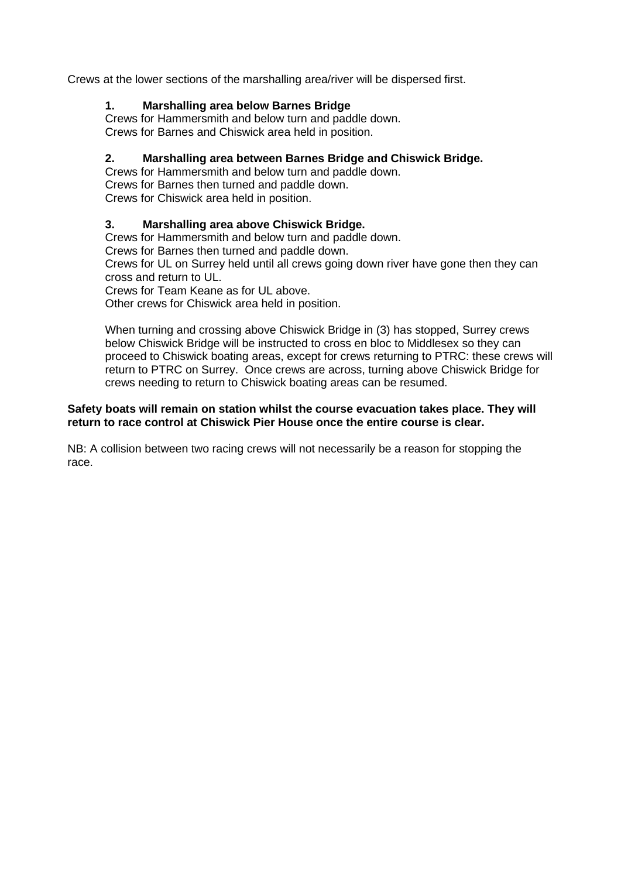Crews at the lower sections of the marshalling area/river will be dispersed first.

1. **Marshalling area below Barnes Bridge**
   Crews for Hammersmith and below turn and paddle down.
   Crews for Barnes and Chiswick area held in position.

2. **Marshalling area between Barnes Bridge and Chiswick Bridge.**
   Crews for Hammersmith and below turn and paddle down.
   Crews for Barnes then turned and paddle down.
   Crews for Chiswick area held in position.

3. **Marshalling area above Chiswick Bridge.**
   Crews for Hammersmith and below turn and paddle down.
   Crews for Barnes then turned and paddle down.
   Crews for UL on Surrey held until all crews going down river have gone then they can cross and return to UL.
   Crews for Team Keane as for UL above.
   Other crews for Chiswick area held in position.

   When turning and crossing above Chiswick Bridge in (3) has stopped, Surrey crews below Chiswick Bridge will be instructed to cross en bloc to Middlesex so they can proceed to Chiswick boating areas, except for crews returning to PTRC: these crews will return to PTRC on Surrey. Once crews are across, turning above Chiswick Bridge for crews needing to return to Chiswick boating areas can be resumed.

**Safety boats will remain on station whilst the course evacuation takes place. They will return to race control at Chiswick Pier House once the entire course is clear.**

NB: A collision between two racing crews will not necessarily be a reason for stopping the race.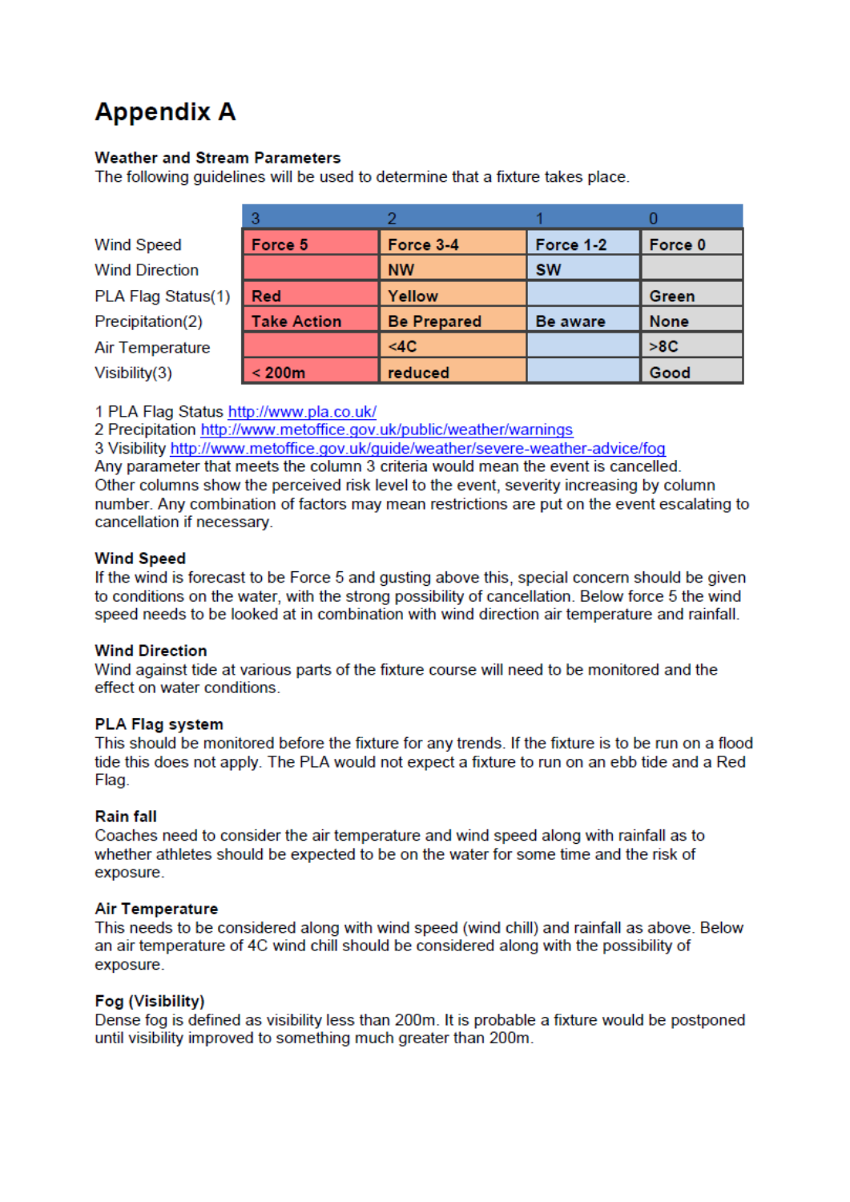# Appendix A

**Weather and Stream Parameters**
The following guidelines will be used to determine that a fixture takes place.

| | 3 | 2 | 1 | 0 |
|---|---|---|---|---|
| Wind Speed | **Force 5** | **Force 3-4** | **Force 1-2** | **Force 0** |
| Wind Direction | | **NW** | **SW** | |
| PLA Flag Status(1) | **Red** | **Yellow** | | **Green** |
| Precipitation(2) | **Take Action** | **Be Prepared** | **Be aware** | **None** |
| Air Temperature | | **<4C** | | **>8C** |
| Visibility(3) | **< 200m** | **reduced** | | **Good** |

1 PLA Flag Status http://www.pla.co.uk/
2 Precipitation http://www.metoffice.gov.uk/public/weather/warnings
3 Visibility http://www.metoffice.gov.uk/guide/weather/severe-weather-advice/fog
Any parameter that meets the column 3 criteria would mean the event is cancelled.
Other columns show the perceived risk level to the event, severity increasing by column number. Any combination of factors may mean restrictions are put on the event escalating to cancellation if necessary.

**Wind Speed**
If the wind is forecast to be Force 5 and gusting above this, special concern should be given to conditions on the water, with the strong possibility of cancellation. Below force 5 the wind speed needs to be looked at in combination with wind direction air temperature and rainfall.

**Wind Direction**
Wind against tide at various parts of the fixture course will need to be monitored and the effect on water conditions.

**PLA Flag system**
This should be monitored before the fixture for any trends. If the fixture is to be run on a flood tide this does not apply. The PLA would not expect a fixture to run on an ebb tide and a Red Flag.

**Rain fall**
Coaches need to consider the air temperature and wind speed along with rainfall as to whether athletes should be expected to be on the water for some time and the risk of exposure.

**Air Temperature**
This needs to be considered along with wind speed (wind chill) and rainfall as above. Below an air temperature of 4C wind chill should be considered along with the possibility of exposure.

**Fog (Visibility)**
Dense fog is defined as visibility less than 200m. It is probable a fixture would be postponed until visibility improved to something much greater than 200m.